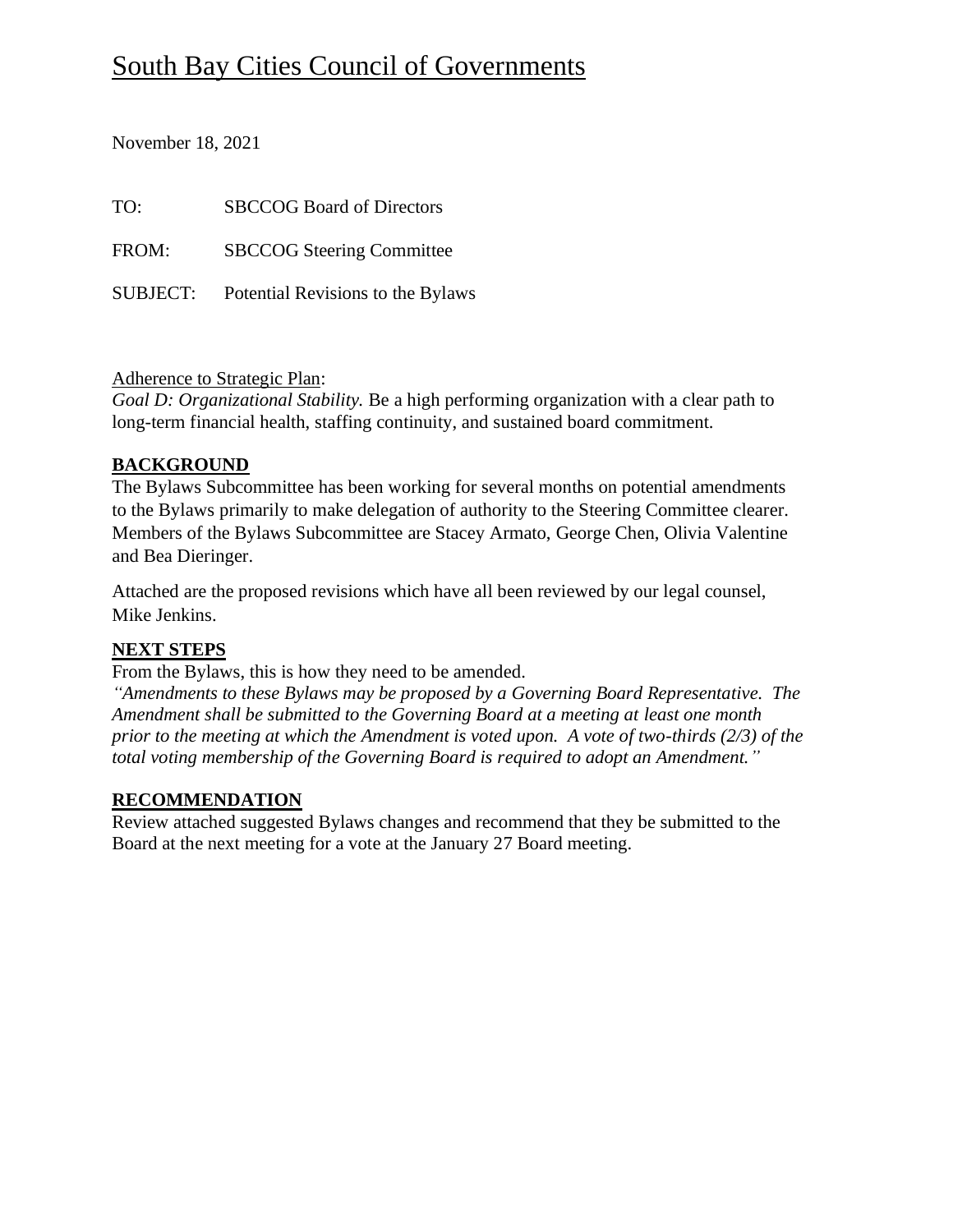# South Bay Cities Council of Governments

November 18, 2021

TO: SBCCOG Board of Directors

FROM: SBCCOG Steering Committee

SUBJECT: Potential Revisions to the Bylaws

Adherence to Strategic Plan:
*Goal D: Organizational Stability.* Be a high performing organization with a clear path to long-term financial health, staffing continuity, and sustained board commitment.

## BACKGROUND

The Bylaws Subcommittee has been working for several months on potential amendments to the Bylaws primarily to make delegation of authority to the Steering Committee clearer. Members of the Bylaws Subcommittee are Stacey Armato, George Chen, Olivia Valentine and Bea Dieringer.

Attached are the proposed revisions which have all been reviewed by our legal counsel, Mike Jenkins.

## NEXT STEPS

From the Bylaws, this is how they need to be amended.
*"Amendments to these Bylaws may be proposed by a Governing Board Representative. The Amendment shall be submitted to the Governing Board at a meeting at least one month prior to the meeting at which the Amendment is voted upon. A vote of two-thirds (2/3) of the total voting membership of the Governing Board is required to adopt an Amendment."*

## RECOMMENDATION

Review attached suggested Bylaws changes and recommend that they be submitted to the Board at the next meeting for a vote at the January 27 Board meeting.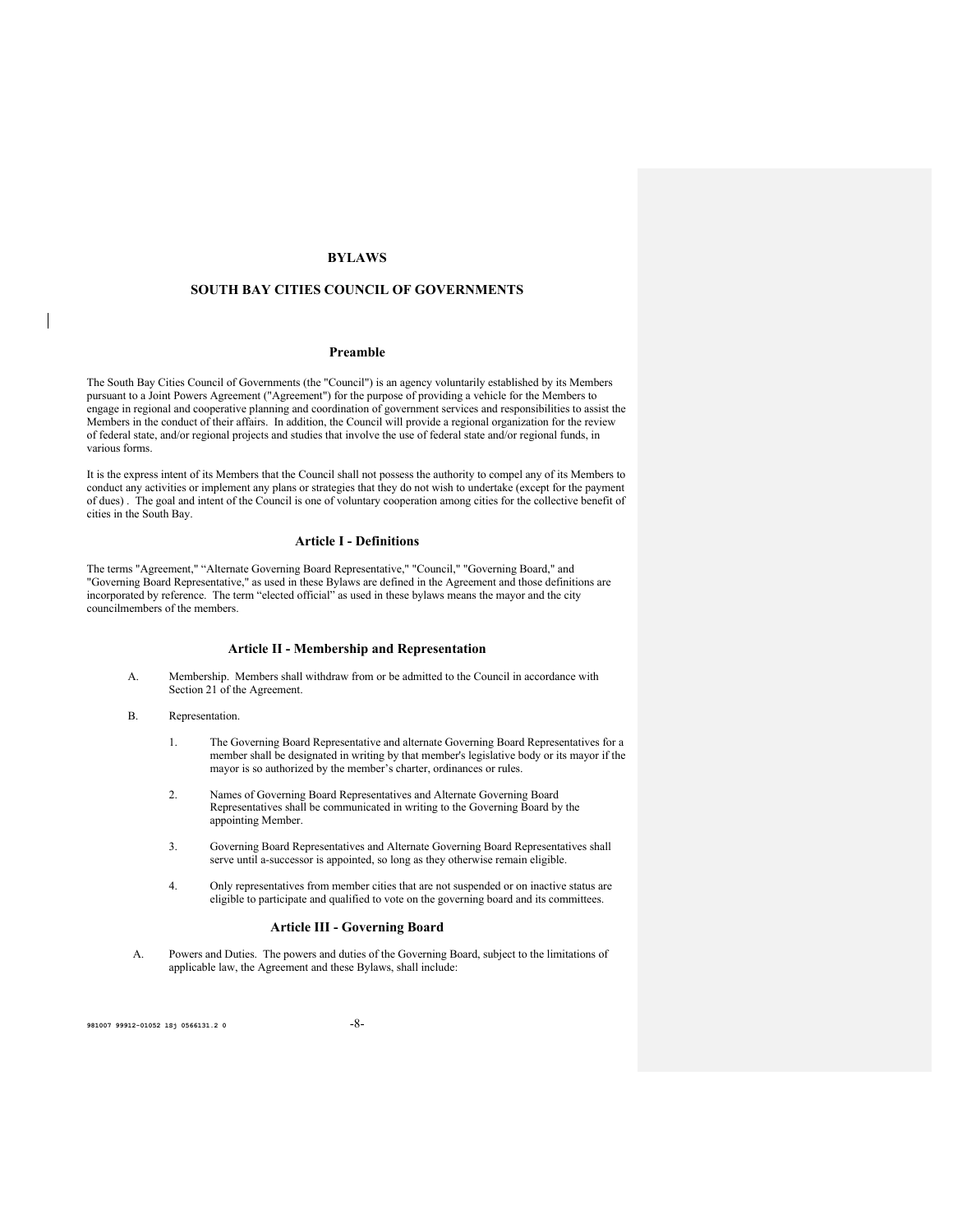# BYLAWS

# SOUTH BAY CITIES COUNCIL OF GOVERNMENTS

## Preamble

The South Bay Cities Council of Governments (the "Council") is an agency voluntarily established by its Members pursuant to a Joint Powers Agreement ("Agreement") for the purpose of providing a vehicle for the Members to engage in regional and cooperative planning and coordination of government services and responsibilities to assist the Members in the conduct of their affairs. In addition, the Council will provide a regional organization for the review of federal state, and/or regional projects and studies that involve the use of federal state and/or regional funds, in various forms.

It is the express intent of its Members that the Council shall not possess the authority to compel any of its Members to conduct any activities or implement any plans or strategies that they do not wish to undertake (except for the payment of dues) . The goal and intent of the Council is one of voluntary cooperation among cities for the collective benefit of cities in the South Bay.

## Article I - Definitions

The terms "Agreement," "Alternate Governing Board Representative," "Council," "Governing Board," and "Governing Board Representative," as used in these Bylaws are defined in the Agreement and those definitions are incorporated by reference. The term "elected official" as used in these bylaws means the mayor and the city councilmembers of the members.

## Article II - Membership and Representation

A. Membership. Members shall withdraw from or be admitted to the Council in accordance with Section 21 of the Agreement.

B. Representation.

1. The Governing Board Representative and alternate Governing Board Representatives for a member shall be designated in writing by that member's legislative body or its mayor if the mayor is so authorized by the member's charter, ordinances or rules.

2. Names of Governing Board Representatives and Alternate Governing Board Representatives shall be communicated in writing to the Governing Board by the appointing Member.

3. Governing Board Representatives and Alternate Governing Board Representatives shall serve until a-successor is appointed, so long as they otherwise remain eligible.

4. Only representatives from member cities that are not suspended or on inactive status are eligible to participate and qualified to vote on the governing board and its committees.

## Article III - Governing Board

A. Powers and Duties. The powers and duties of the Governing Board, subject to the limitations of applicable law, the Agreement and these Bylaws, shall include: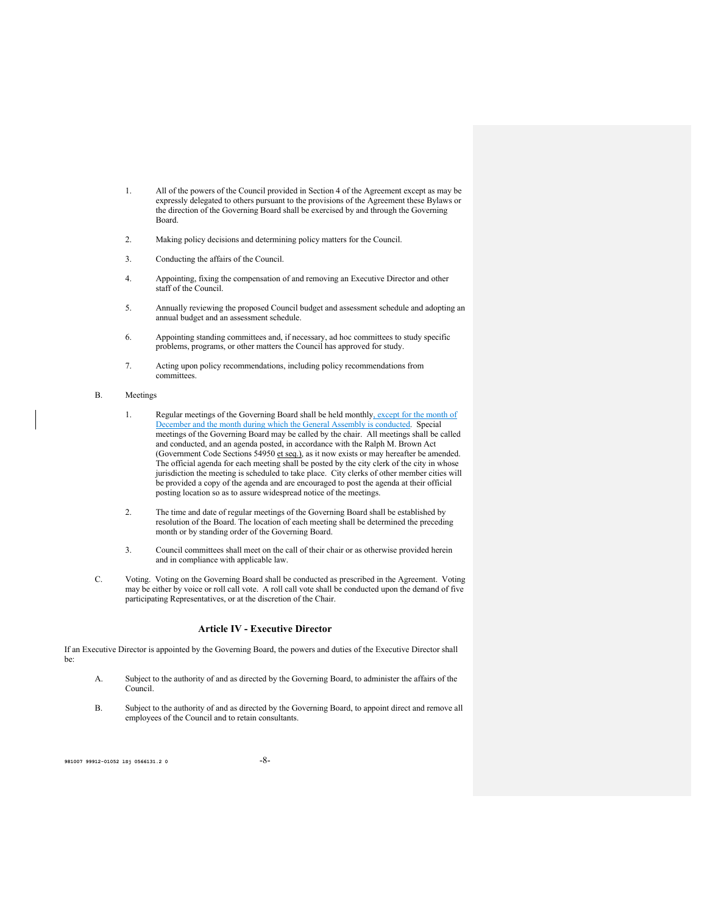1. All of the powers of the Council provided in Section 4 of the Agreement except as may be expressly delegated to others pursuant to the provisions of the Agreement these Bylaws or the direction of the Governing Board shall be exercised by and through the Governing Board.

2. Making policy decisions and determining policy matters for the Council.

3. Conducting the affairs of the Council.

4. Appointing, fixing the compensation of and removing an Executive Director and other staff of the Council.

5. Annually reviewing the proposed Council budget and assessment schedule and adopting an annual budget and an assessment schedule.

6. Appointing standing committees and, if necessary, ad hoc committees to study specific problems, programs, or other matters the Council has approved for study.

7. Acting upon policy recommendations, including policy recommendations from committees.

B. Meetings

1. Regular meetings of the Governing Board shall be held monthly, except for the month of December and the month during which the General Assembly is conducted. Special meetings of the Governing Board may be called by the chair. All meetings shall be called and conducted, and an agenda posted, in accordance with the Ralph M. Brown Act (Government Code Sections 54950 et seq.), as it now exists or may hereafter be amended. The official agenda for each meeting shall be posted by the city clerk of the city in whose jurisdiction the meeting is scheduled to take place. City clerks of other member cities will be provided a copy of the agenda and are encouraged to post the agenda at their official posting location so as to assure widespread notice of the meetings.

2. The time and date of regular meetings of the Governing Board shall be established by resolution of the Board. The location of each meeting shall be determined the preceding month or by standing order of the Governing Board.

3. Council committees shall meet on the call of their chair or as otherwise provided herein and in compliance with applicable law.

C. Voting. Voting on the Governing Board shall be conducted as prescribed in the Agreement. Voting may be either by voice or roll call vote. A roll call vote shall be conducted upon the demand of five participating Representatives, or at the discretion of the Chair.

## Article IV - Executive Director

If an Executive Director is appointed by the Governing Board, the powers and duties of the Executive Director shall be:

A. Subject to the authority of and as directed by the Governing Board, to administer the affairs of the Council.

B. Subject to the authority of and as directed by the Governing Board, to appoint direct and remove all employees of the Council and to retain consultants.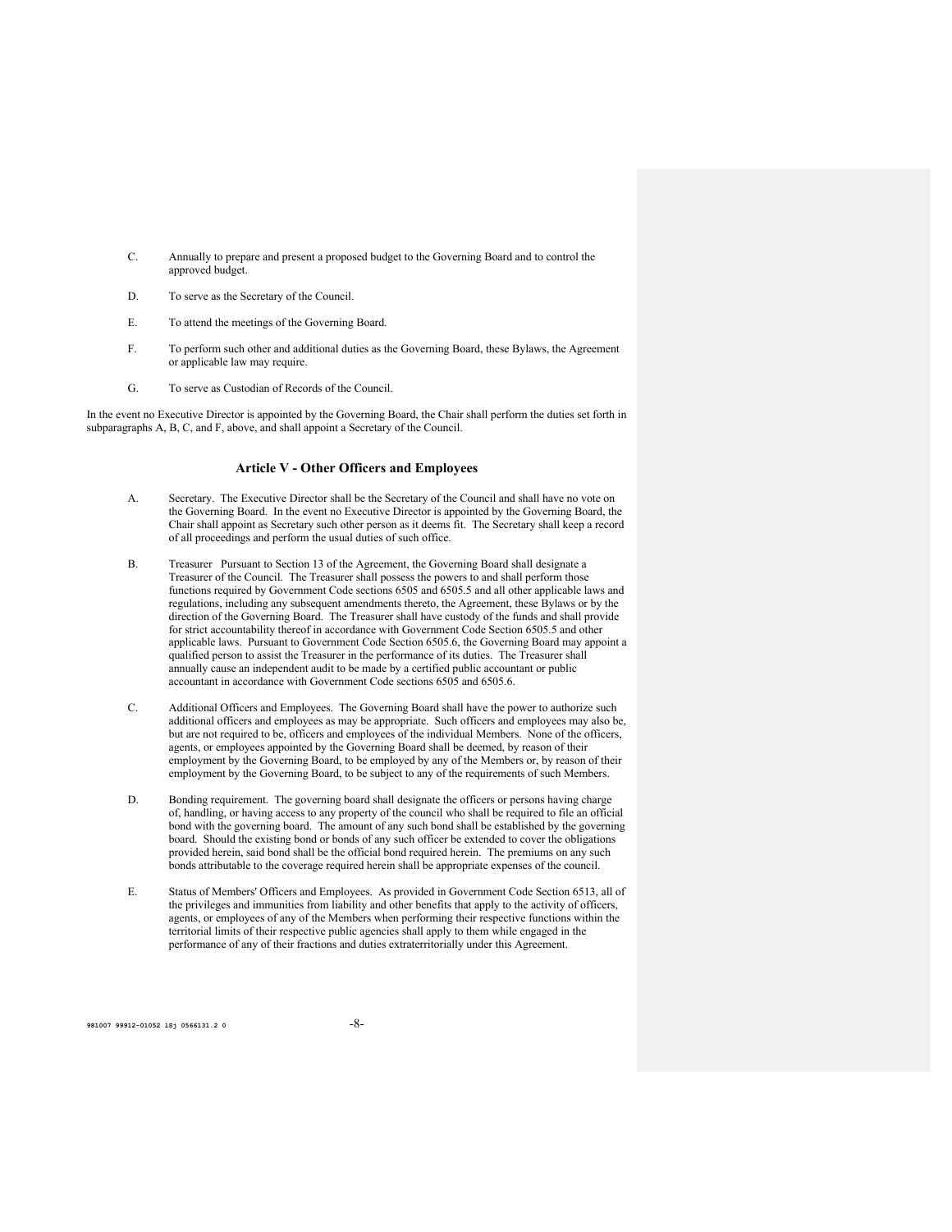C. Annually to prepare and present a proposed budget to the Governing Board and to control the approved budget.

D. To serve as the Secretary of the Council.

E. To attend the meetings of the Governing Board.

F. To perform such other and additional duties as the Governing Board, these Bylaws, the Agreement or applicable law may require.

G. To serve as Custodian of Records of the Council.

In the event no Executive Director is appointed by the Governing Board, the Chair shall perform the duties set forth in subparagraphs A, B, C, and F, above, and shall appoint a Secretary of the Council.

## Article V - Other Officers and Employees

A. Secretary. The Executive Director shall be the Secretary of the Council and shall have no vote on the Governing Board. In the event no Executive Director is appointed by the Governing Board, the Chair shall appoint as Secretary such other person as it deems fit. The Secretary shall keep a record of all proceedings and perform the usual duties of such office.

B. Treasurer Pursuant to Section 13 of the Agreement, the Governing Board shall designate a Treasurer of the Council. The Treasurer shall possess the powers to and shall perform those functions required by Government Code sections 6505 and 6505.5 and all other applicable laws and regulations, including any subsequent amendments thereto, the Agreement, these Bylaws or by the direction of the Governing Board. The Treasurer shall have custody of the funds and shall provide for strict accountability thereof in accordance with Government Code Section 6505.5 and other applicable laws. Pursuant to Government Code Section 6505.6, the Governing Board may appoint a qualified person to assist the Treasurer in the performance of its duties. The Treasurer shall annually cause an independent audit to be made by a certified public accountant or public accountant in accordance with Government Code sections 6505 and 6505.6.

C. Additional Officers and Employees. The Governing Board shall have the power to authorize such additional officers and employees as may be appropriate. Such officers and employees may also be, but are not required to be, officers and employees of the individual Members. None of the officers, agents, or employees appointed by the Governing Board shall be deemed, by reason of their employment by the Governing Board, to be employed by any of the Members or, by reason of their employment by the Governing Board, to be subject to any of the requirements of such Members.

D. Bonding requirement. The governing board shall designate the officers or persons having charge of, handling, or having access to any property of the council who shall be required to file an official bond with the governing board. The amount of any such bond shall be established by the governing board. Should the existing bond or bonds of any such officer be extended to cover the obligations provided herein, said bond shall be the official bond required herein. The premiums on any such bonds attributable to the coverage required herein shall be appropriate expenses of the council.

E. Status of Members' Officers and Employees. As provided in Government Code Section 6513, all of the privileges and immunities from liability and other benefits that apply to the activity of officers, agents, or employees of any of the Members when performing their respective functions within the territorial limits of their respective public agencies shall apply to them while engaged in the performance of any of their fractions and duties extraterritorially under this Agreement.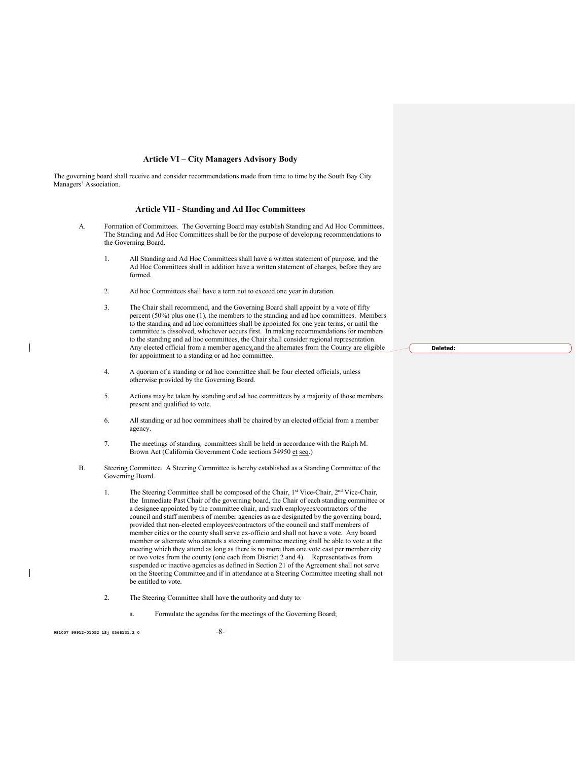## Article VI – City Managers Advisory Body

The governing board shall receive and consider recommendations made from time to time by the South Bay City Managers' Association.

## Article VII - Standing and Ad Hoc Committees

A. Formation of Committees. The Governing Board may establish Standing and Ad Hoc Committees. The Standing and Ad Hoc Committees shall be for the purpose of developing recommendations to the Governing Board.

1. All Standing and Ad Hoc Committees shall have a written statement of purpose, and the Ad Hoc Committees shall in addition have a written statement of charges, before they are formed.

2. Ad hoc Committees shall have a term not to exceed one year in duration.

3. The Chair shall recommend, and the Governing Board shall appoint by a vote of fifty percent (50%) plus one (1), the members to the standing and ad hoc committees. Members to the standing and ad hoc committees shall be appointed for one year terms, or until the committee is dissolved, whichever occurs first. In making recommendations for members to the standing and ad hoc committees, the Chair shall consider regional representation. Any elected official from a member agency and the alternates from the County are eligible for appointment to a standing or ad hoc committee.

4. A quorum of a standing or ad hoc committee shall be four elected officials, unless otherwise provided by the Governing Board.

5. Actions may be taken by standing and ad hoc committees by a majority of those members present and qualified to vote.

6. All standing or ad hoc committees shall be chaired by an elected official from a member agency.

7. The meetings of standing committees shall be held in accordance with the Ralph M. Brown Act (California Government Code sections 54950 et seq.)

B. Steering Committee. A Steering Committee is hereby established as a Standing Committee of the Governing Board.

1. The Steering Committee shall be composed of the Chair, 1st Vice-Chair, 2nd Vice-Chair, the Immediate Past Chair of the governing board, the Chair of each standing committee or a designee appointed by the committee chair, and such employees/contractors of the council and staff members of member agencies as are designated by the governing board, provided that non-elected employees/contractors of the council and staff members of member cities or the county shall serve ex-officio and shall not have a vote. Any board member or alternate who attends a steering committee meeting shall be able to vote at the meeting which they attend as long as there is no more than one vote cast per member city or two votes from the county (one each from District 2 and 4). Representatives from suspended or inactive agencies as defined in Section 21 of the Agreement shall not serve on the Steering Committee and if in attendance at a Steering Committee meeting shall not be entitled to vote.

2. The Steering Committee shall have the authority and duty to:

   a. Formulate the agendas for the meetings of the Governing Board;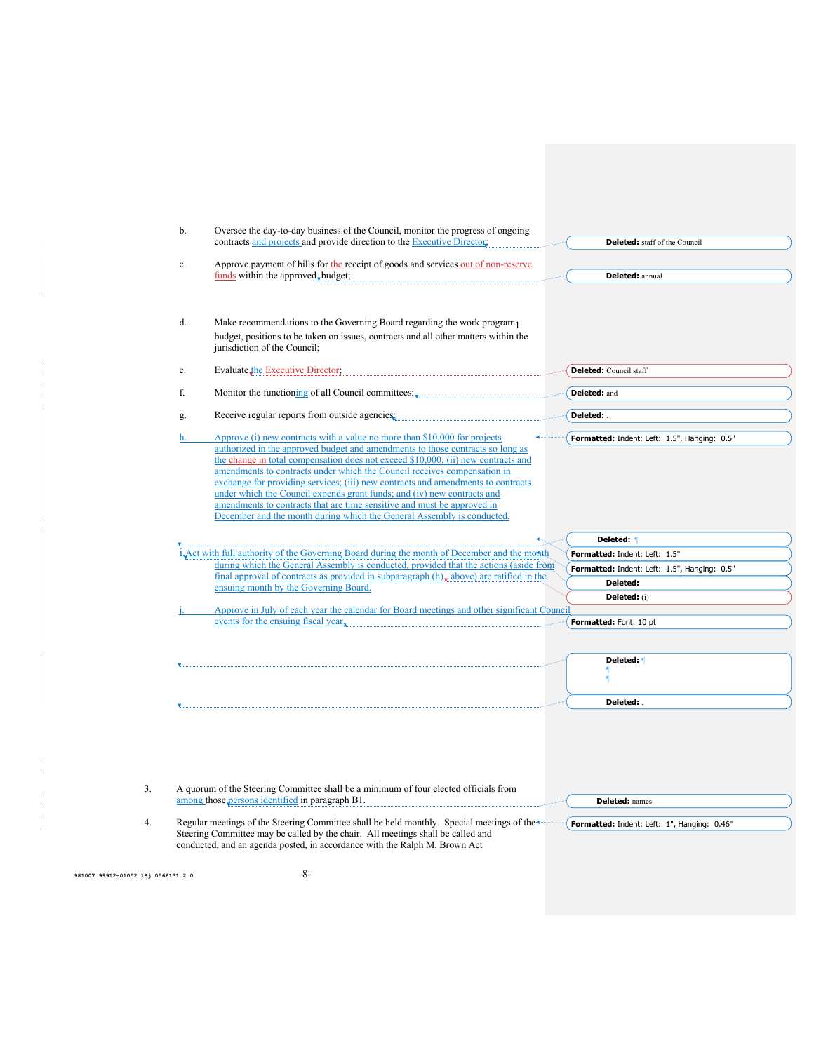b. Oversee the day-to-day business of the Council, monitor the progress of ongoing contracts and projects and provide direction to the Executive Director;

c. Approve payment of bills for the receipt of goods and services out of non-reserve funds within the approved budget;

d. Make recommendations to the Governing Board regarding the work program, budget, positions to be taken on issues, contracts and all other matters within the jurisdiction of the Council;

e. Evaluate the Executive Director;

f. Monitor the functioning of all Council committees;

g. Receive regular reports from outside agencies;

h. Approve (i) new contracts with a value no more than $10,000 for projects authorized in the approved budget and amendments to those contracts so long as the change in total compensation does not exceed $10,000; (ii) new contracts and amendments to contracts under which the Council receives compensation in exchange for providing services; (iii) new contracts and amendments to contracts under which the Council expends grant funds; and (iv) new contracts and amendments to contracts that are time sensitive and must be approved in December and the month during which the General Assembly is conducted.

i. Act with full authority of the Governing Board during the month of December and the month during which the General Assembly is conducted, provided that the actions (aside from final approval of contracts as provided in subparagraph (h), above) are ratified in the ensuing month by the Governing Board.

j. Approve in July of each year the calendar for Board meetings and other significant Council events for the ensuing fiscal year.

3. A quorum of the Steering Committee shall be a minimum of four elected officials from among those persons identified in paragraph B1.

4. Regular meetings of the Steering Committee shall be held monthly. Special meetings of the Steering Committee may be called by the chair. All meetings shall be called and conducted, and an agenda posted, in accordance with the Ralph M. Brown Act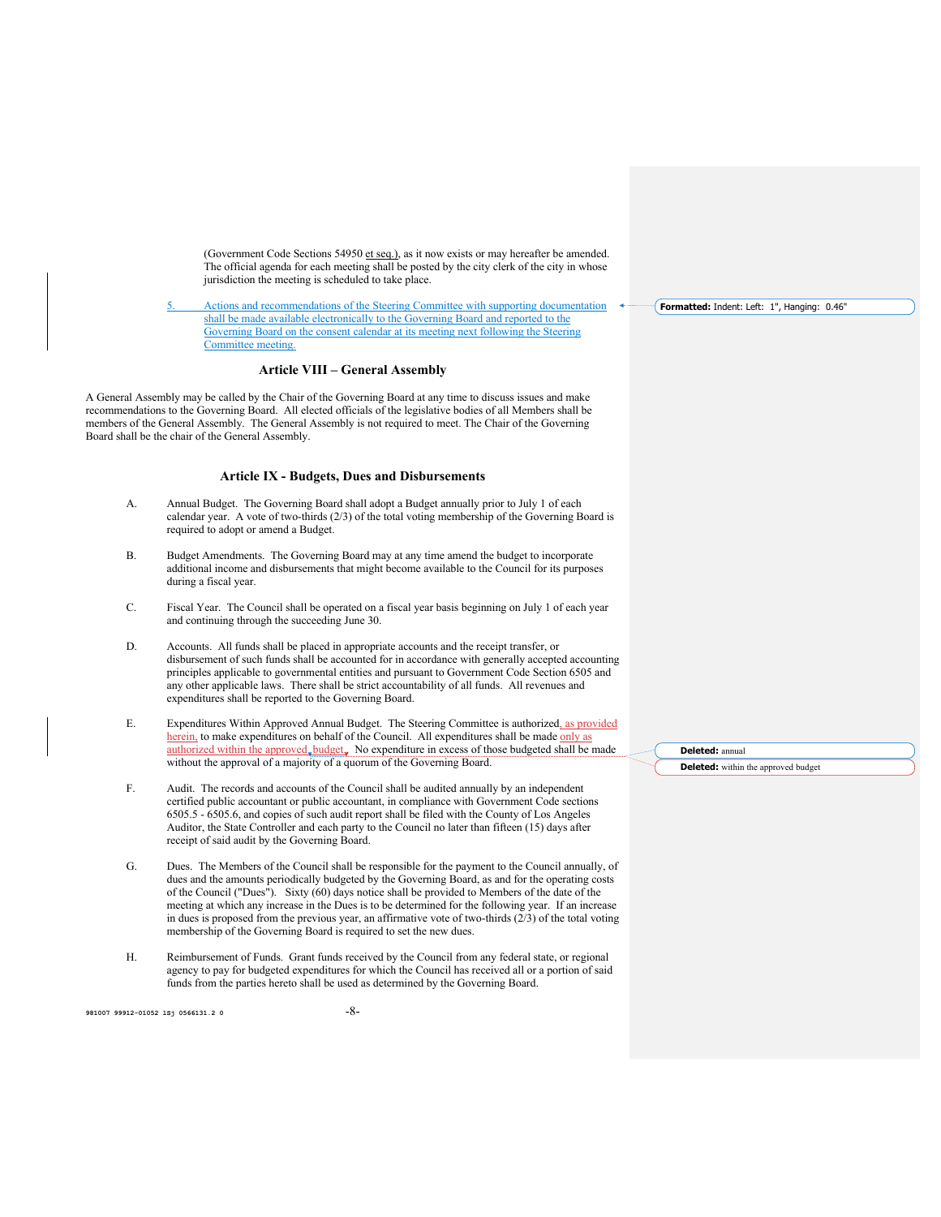(Government Code Sections 54950 et seq.), as it now exists or may hereafter be amended. The official agenda for each meeting shall be posted by the city clerk of the city in whose jurisdiction the meeting is scheduled to take place.

5. Actions and recommendations of the Steering Committee with supporting documentation shall be made available electronically to the Governing Board and reported to the Governing Board on the consent calendar at its meeting next following the Steering Committee meeting.

## Article VIII – General Assembly

A General Assembly may be called by the Chair of the Governing Board at any time to discuss issues and make recommendations to the Governing Board. All elected officials of the legislative bodies of all Members shall be members of the General Assembly. The General Assembly is not required to meet. The Chair of the Governing Board shall be the chair of the General Assembly.

## Article IX - Budgets, Dues and Disbursements

A. Annual Budget. The Governing Board shall adopt a Budget annually prior to July 1 of each calendar year. A vote of two-thirds (2/3) of the total voting membership of the Governing Board is required to adopt or amend a Budget.

B. Budget Amendments. The Governing Board may at any time amend the budget to incorporate additional income and disbursements that might become available to the Council for its purposes during a fiscal year.

C. Fiscal Year. The Council shall be operated on a fiscal year basis beginning on July 1 of each year and continuing through the succeeding June 30.

D. Accounts. All funds shall be placed in appropriate accounts and the receipt transfer, or disbursement of such funds shall be accounted for in accordance with generally accepted accounting principles applicable to governmental entities and pursuant to Government Code Section 6505 and any other applicable laws. There shall be strict accountability of all funds. All revenues and expenditures shall be reported to the Governing Board.

E. Expenditures Within Approved Annual Budget. The Steering Committee is authorized, as provided herein, to make expenditures on behalf of the Council. All expenditures shall be made only as authorized within the approved budget. No expenditure in excess of those budgeted shall be made without the approval of a majority of a quorum of the Governing Board.

F. Audit. The records and accounts of the Council shall be audited annually by an independent certified public accountant or public accountant, in compliance with Government Code sections 6505.5 - 6505.6, and copies of such audit report shall be filed with the County of Los Angeles Auditor, the State Controller and each party to the Council no later than fifteen (15) days after receipt of said audit by the Governing Board.

G. Dues. The Members of the Council shall be responsible for the payment to the Council annually, of dues and the amounts periodically budgeted by the Governing Board, as and for the operating costs of the Council ("Dues"). Sixty (60) days notice shall be provided to Members of the date of the meeting at which any increase in the Dues is to be determined for the following year. If an increase in dues is proposed from the previous year, an affirmative vote of two-thirds (2/3) of the total voting membership of the Governing Board is required to set the new dues.

H. Reimbursement of Funds. Grant funds received by the Council from any federal state, or regional agency to pay for budgeted expenditures for which the Council has received all or a portion of said funds from the parties hereto shall be used as determined by the Governing Board.

Formatted: Indent: Left: 1", Hanging: 0.46"

Deleted: annual

Deleted: within the approved budget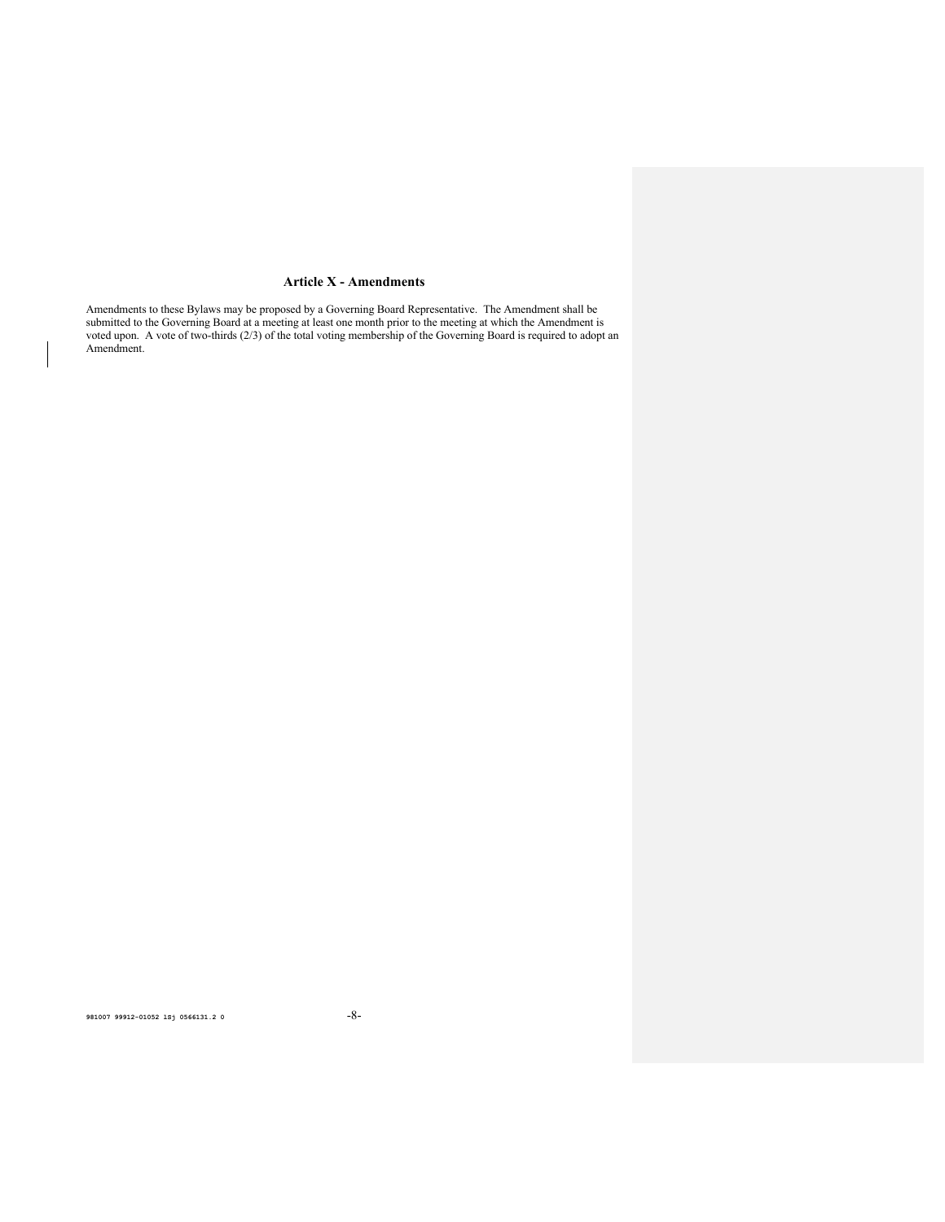## Article X - Amendments

Amendments to these Bylaws may be proposed by a Governing Board Representative. The Amendment shall be submitted to the Governing Board at a meeting at least one month prior to the meeting at which the Amendment is voted upon. A vote of two-thirds (2/3) of the total voting membership of the Governing Board is required to adopt an Amendment.